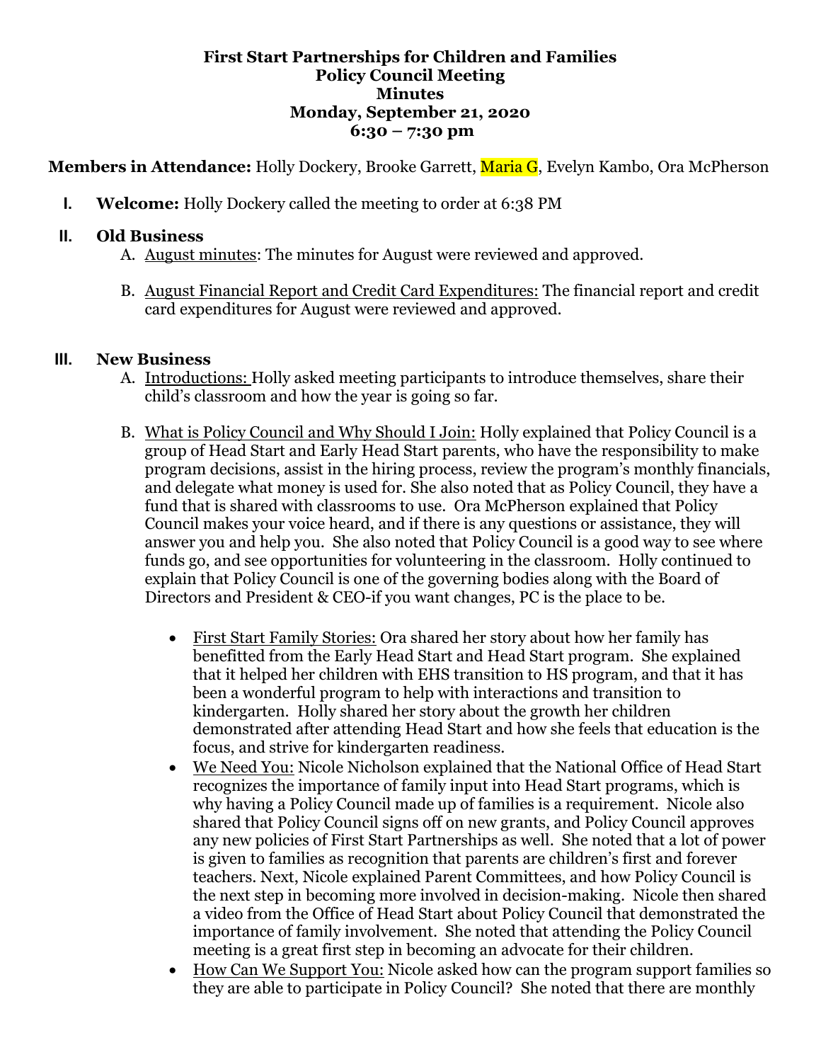**First Start Partnerships for Children and Families**
**Policy Council Meeting**
**Minutes**
**Monday, September 21, 2020**
**6:30 – 7:30 pm**

**Members in Attendance:** Holly Dockery, Brooke Garrett, Maria G, Evelyn Kambo, Ora McPherson

I. **Welcome:** Holly Dockery called the meeting to order at 6:38 PM

II. **Old Business**

A. August minutes: The minutes for August were reviewed and approved.

B. August Financial Report and Credit Card Expenditures: The financial report and credit card expenditures for August were reviewed and approved.

III. **New Business**

A. Introductions: Holly asked meeting participants to introduce themselves, share their child's classroom and how the year is going so far.

B. What is Policy Council and Why Should I Join: Holly explained that Policy Council is a group of Head Start and Early Head Start parents, who have the responsibility to make program decisions, assist in the hiring process, review the program's monthly financials, and delegate what money is used for. She also noted that as Policy Council, they have a fund that is shared with classrooms to use. Ora McPherson explained that Policy Council makes your voice heard, and if there is any questions or assistance, they will answer you and help you. She also noted that Policy Council is a good way to see where funds go, and see opportunities for volunteering in the classroom. Holly continued to explain that Policy Council is one of the governing bodies along with the Board of Directors and President & CEO-if you want changes, PC is the place to be.

- First Start Family Stories: Ora shared her story about how her family has benefitted from the Early Head Start and Head Start program. She explained that it helped her children with EHS transition to HS program, and that it has been a wonderful program to help with interactions and transition to kindergarten. Holly shared her story about the growth her children demonstrated after attending Head Start and how she feels that education is the focus, and strive for kindergarten readiness.
- We Need You: Nicole Nicholson explained that the National Office of Head Start recognizes the importance of family input into Head Start programs, which is why having a Policy Council made up of families is a requirement. Nicole also shared that Policy Council signs off on new grants, and Policy Council approves any new policies of First Start Partnerships as well. She noted that a lot of power is given to families as recognition that parents are children's first and forever teachers. Next, Nicole explained Parent Committees, and how Policy Council is the next step in becoming more involved in decision-making. Nicole then shared a video from the Office of Head Start about Policy Council that demonstrated the importance of family involvement. She noted that attending the Policy Council meeting is a great first step in becoming an advocate for their children.
- How Can We Support You: Nicole asked how can the program support families so they are able to participate in Policy Council? She noted that there are monthly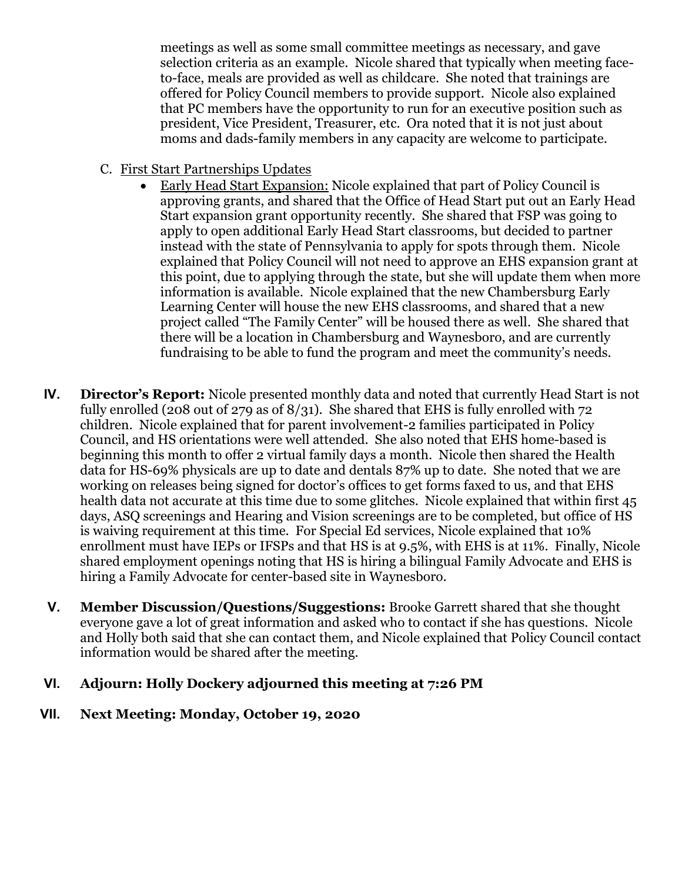meetings as well as some small committee meetings as necessary, and gave selection criteria as an example. Nicole shared that typically when meeting face-to-face, meals are provided as well as childcare. She noted that trainings are offered for Policy Council members to provide support. Nicole also explained that PC members have the opportunity to run for an executive position such as president, Vice President, Treasurer, etc. Ora noted that it is not just about moms and dads-family members in any capacity are welcome to participate.

C. First Start Partnerships Updates

- Early Head Start Expansion: Nicole explained that part of Policy Council is approving grants, and shared that the Office of Head Start put out an Early Head Start expansion grant opportunity recently. She shared that FSP was going to apply to open additional Early Head Start classrooms, but decided to partner instead with the state of Pennsylvania to apply for spots through them. Nicole explained that Policy Council will not need to approve an EHS expansion grant at this point, due to applying through the state, but she will update them when more information is available. Nicole explained that the new Chambersburg Early Learning Center will house the new EHS classrooms, and shared that a new project called "The Family Center" will be housed there as well. She shared that there will be a location in Chambersburg and Waynesboro, and are currently fundraising to be able to fund the program and meet the community's needs.

**IV. Director's Report:** Nicole presented monthly data and noted that currently Head Start is not fully enrolled (208 out of 279 as of 8/31). She shared that EHS is fully enrolled with 72 children. Nicole explained that for parent involvement-2 families participated in Policy Council, and HS orientations were well attended. She also noted that EHS home-based is beginning this month to offer 2 virtual family days a month. Nicole then shared the Health data for HS-69% physicals are up to date and dentals 87% up to date. She noted that we are working on releases being signed for doctor's offices to get forms faxed to us, and that EHS health data not accurate at this time due to some glitches. Nicole explained that within first 45 days, ASQ screenings and Hearing and Vision screenings are to be completed, but office of HS is waiving requirement at this time. For Special Ed services, Nicole explained that 10% enrollment must have IEPs or IFSPs and that HS is at 9.5%, with EHS is at 11%. Finally, Nicole shared employment openings noting that HS is hiring a bilingual Family Advocate and EHS is hiring a Family Advocate for center-based site in Waynesboro.

**V. Member Discussion/Questions/Suggestions:** Brooke Garrett shared that she thought everyone gave a lot of great information and asked who to contact if she has questions. Nicole and Holly both said that she can contact them, and Nicole explained that Policy Council contact information would be shared after the meeting.

**VI. Adjourn: Holly Dockery adjourned this meeting at 7:26 PM**

**VII. Next Meeting: Monday, October 19, 2020**